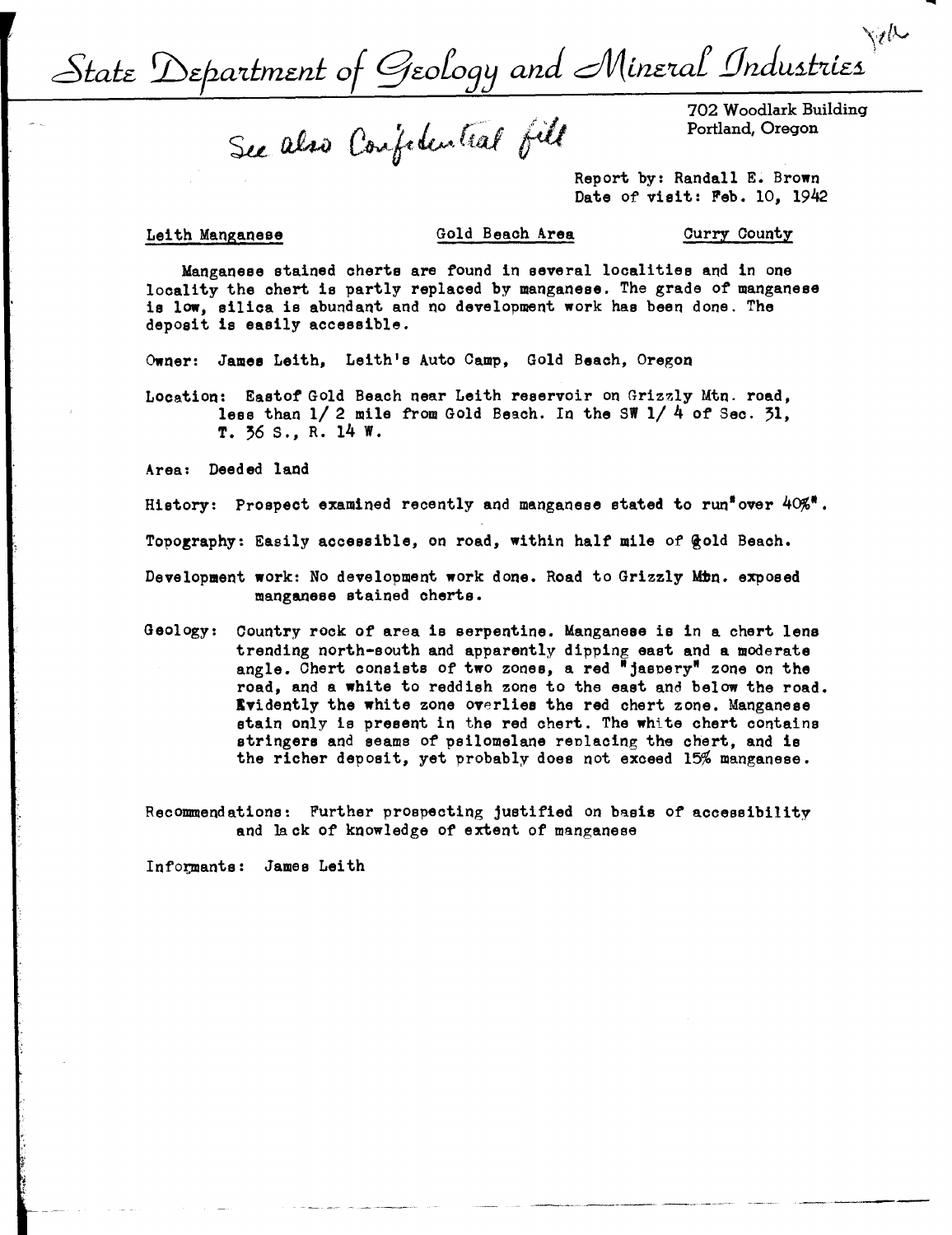# State Department of Geology and Mineral Industries

See also Confidential file

702 Woodlark Building
Portland, Oregon

Report by: Randall E. Brown
Date of visit: Feb. 10, 1942

Leith Manganese — Gold Beach Area — Curry County

Manganese stained cherts are found in several localities and in one locality the chert is partly replaced by manganese. The grade of manganese is low, silica is abundant and no development work has been done. The deposit is easily accessible.

Owner: James Leith, Leith's Auto Camp, Gold Beach, Oregon

Location: Eastof Gold Beach near Leith reservoir on Grizzly Mtn. road, less than 1/ 2 mile from Gold Beach. In the SW 1/ 4 of Sec. 31, T. 36 S., R. 14 W.

Area: Deeded land

History: Prospect examined recently and manganese stated to run"over 40%".

Topography: Easily accessible, on road, within half mile of Gold Beach.

Development work: No development work done. Road to Grizzly Mtn. exposed manganese stained cherts.

Geology: Country rock of area is serpentine. Manganese is in a chert lens trending north-south and apparently dipping east and a moderate angle. Chert consists of two zones, a red "jaspery" zone on the road, and a white to reddish zone to the east and below the road. Evidently the white zone overlies the red chert zone. Manganese stain only is present in the red chert. The white chert contains stringers and seams of psilomelane replacing the chert, and is the richer deposit, yet probably does not exceed 15% manganese.

Recommendations: Further prospecting justified on basis of accessibility and lack of knowledge of extent of manganese

Informants: James Leith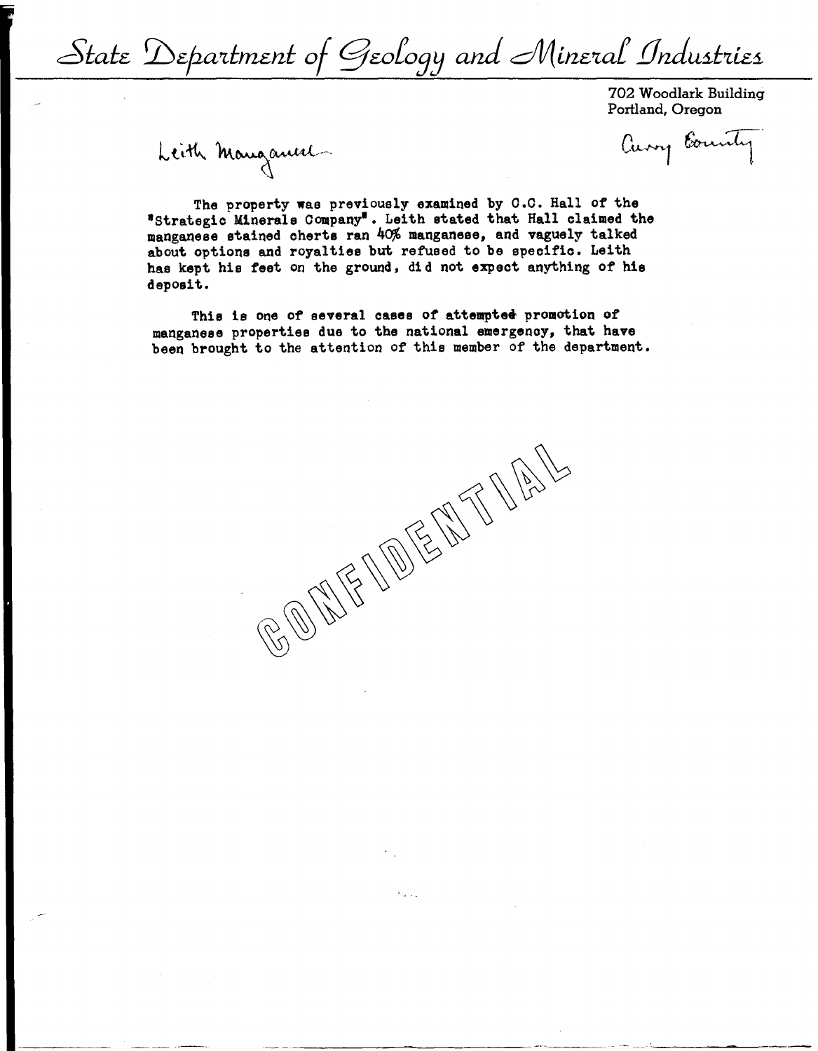*State Department of Geology and Mineral Industries*

702 Woodlark Building
Portland, Oregon

Leith Manganese

Curry County

The property was previously examined by C.C. Hall of the "Strategic Minerals Company". Leith stated that Hall claimed the manganese stained cherts ran 40% manganese, and vaguely talked about options and royalties but refused to be specific. Leith has kept his feet on the ground, did not expect anything of his deposit.

This is one of several cases of attempted promotion of manganese properties due to the national emergency, that have been brought to the attention of this member of the department.

CONFIDENTIAL